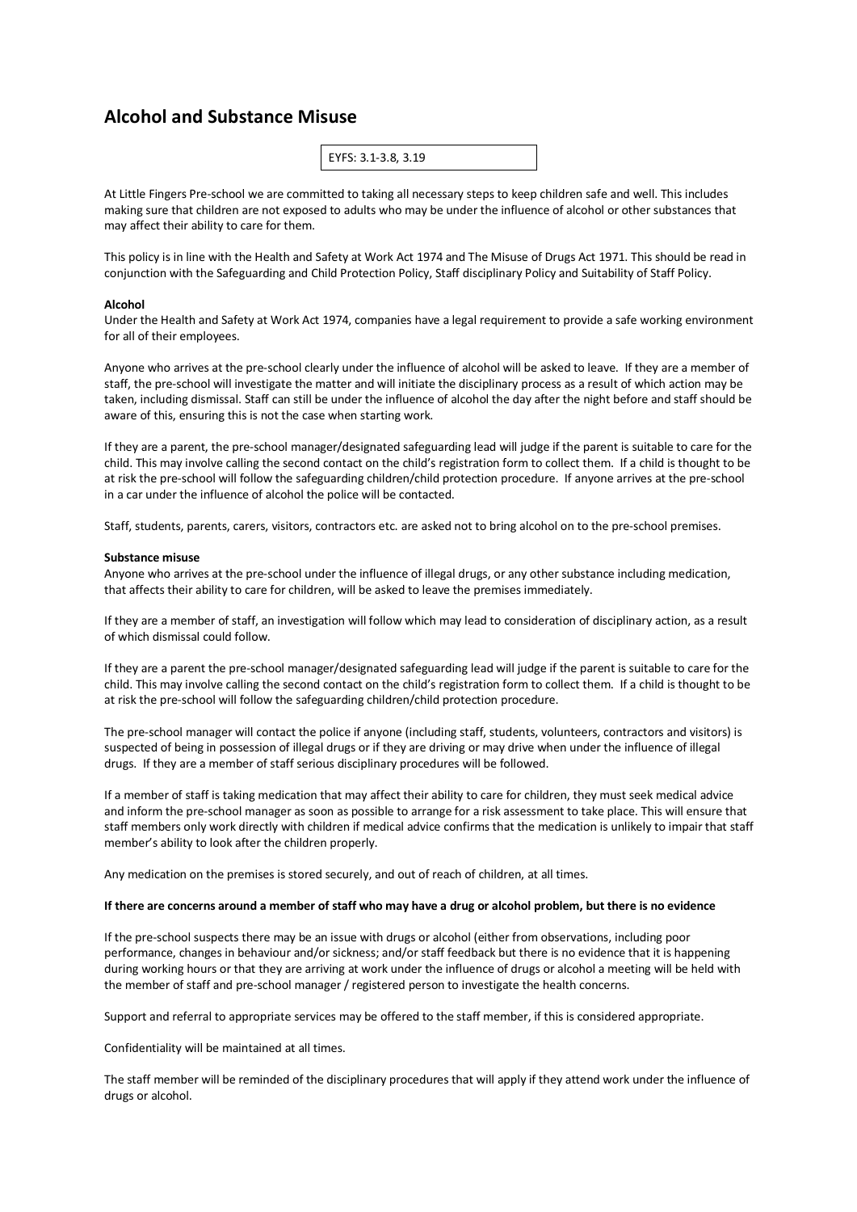# Alcohol and Substance Misuse

EYFS: 3.1-3.8, 3.19

At Little Fingers Pre-school we are committed to taking all necessary steps to keep children safe and well. This includes making sure that children are not exposed to adults who may be under the influence of alcohol or other substances that may affect their ability to care for them.

This policy is in line with the Health and Safety at Work Act 1974 and The Misuse of Drugs Act 1971. This should be read in conjunction with the Safeguarding and Child Protection Policy, Staff disciplinary Policy and Suitability of Staff Policy.

**Alcohol**

Under the Health and Safety at Work Act 1974, companies have a legal requirement to provide a safe working environment for all of their employees.

Anyone who arrives at the pre-school clearly under the influence of alcohol will be asked to leave. If they are a member of staff, the pre-school will investigate the matter and will initiate the disciplinary process as a result of which action may be taken, including dismissal. Staff can still be under the influence of alcohol the day after the night before and staff should be aware of this, ensuring this is not the case when starting work.

If they are a parent, the pre-school manager/designated safeguarding lead will judge if the parent is suitable to care for the child. This may involve calling the second contact on the child's registration form to collect them. If a child is thought to be at risk the pre-school will follow the safeguarding children/child protection procedure. If anyone arrives at the pre-school in a car under the influence of alcohol the police will be contacted.

Staff, students, parents, carers, visitors, contractors etc. are asked not to bring alcohol on to the pre-school premises.

**Substance misuse**

Anyone who arrives at the pre-school under the influence of illegal drugs, or any other substance including medication, that affects their ability to care for children, will be asked to leave the premises immediately.

If they are a member of staff, an investigation will follow which may lead to consideration of disciplinary action, as a result of which dismissal could follow.

If they are a parent the pre-school manager/designated safeguarding lead will judge if the parent is suitable to care for the child. This may involve calling the second contact on the child's registration form to collect them. If a child is thought to be at risk the pre-school will follow the safeguarding children/child protection procedure.

The pre-school manager will contact the police if anyone (including staff, students, volunteers, contractors and visitors) is suspected of being in possession of illegal drugs or if they are driving or may drive when under the influence of illegal drugs. If they are a member of staff serious disciplinary procedures will be followed.

If a member of staff is taking medication that may affect their ability to care for children, they must seek medical advice and inform the pre-school manager as soon as possible to arrange for a risk assessment to take place. This will ensure that staff members only work directly with children if medical advice confirms that the medication is unlikely to impair that staff member's ability to look after the children properly.

Any medication on the premises is stored securely, and out of reach of children, at all times.

**If there are concerns around a member of staff who may have a drug or alcohol problem, but there is no evidence**

If the pre-school suspects there may be an issue with drugs or alcohol (either from observations, including poor performance, changes in behaviour and/or sickness; and/or staff feedback but there is no evidence that it is happening during working hours or that they are arriving at work under the influence of drugs or alcohol a meeting will be held with the member of staff and pre-school manager / registered person to investigate the health concerns.

Support and referral to appropriate services may be offered to the staff member, if this is considered appropriate.

Confidentiality will be maintained at all times.

The staff member will be reminded of the disciplinary procedures that will apply if they attend work under the influence of drugs or alcohol.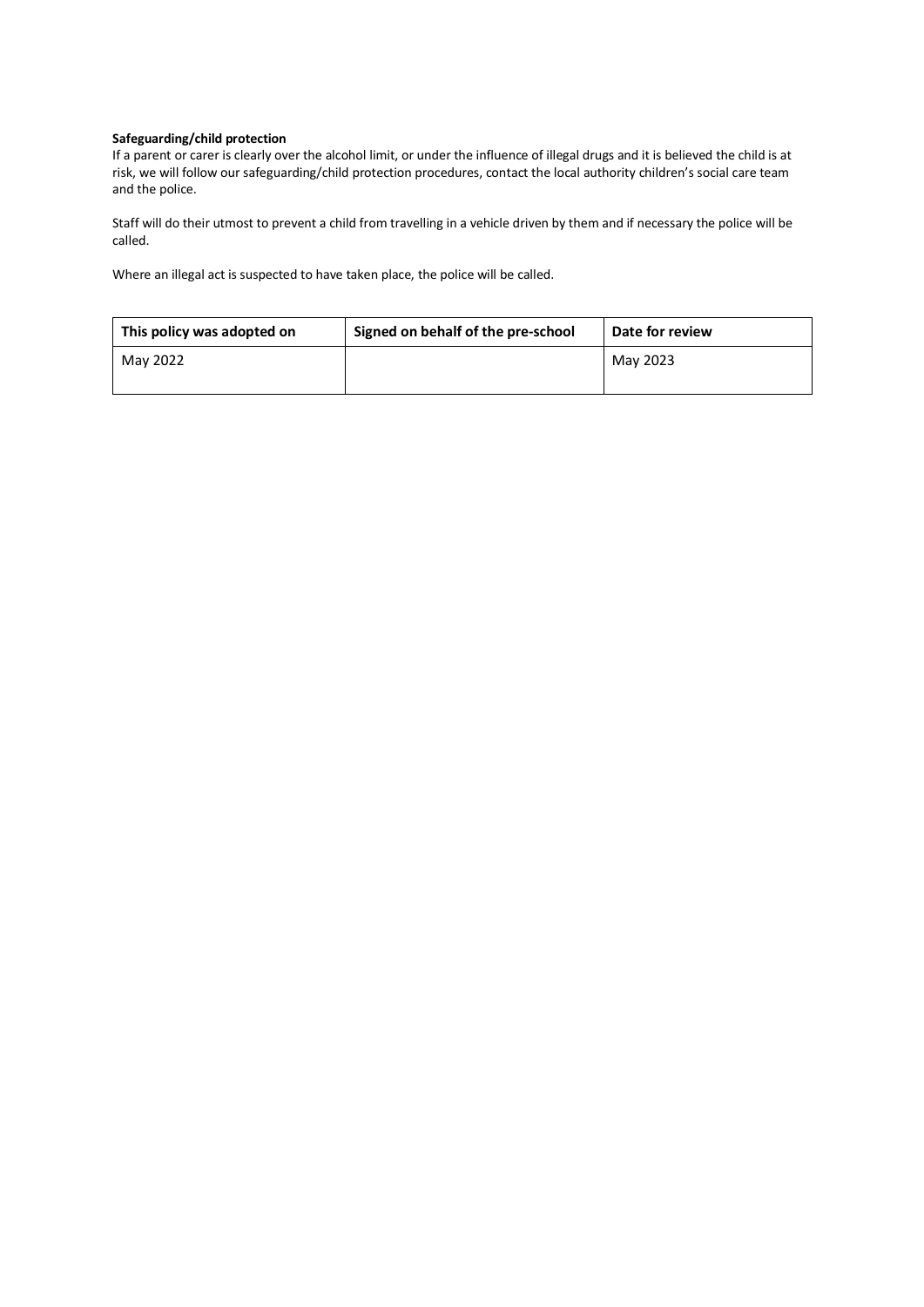**Safeguarding/child protection**

If a parent or carer is clearly over the alcohol limit, or under the influence of illegal drugs and it is believed the child is at risk, we will follow our safeguarding/child protection procedures, contact the local authority children's social care team and the police.

Staff will do their utmost to prevent a child from travelling in a vehicle driven by them and if necessary the police will be called.

Where an illegal act is suspected to have taken place, the police will be called.

| This policy was adopted on | Signed on behalf of the pre-school | Date for review |
| --- | --- | --- |
| May 2022 | | May 2023 |